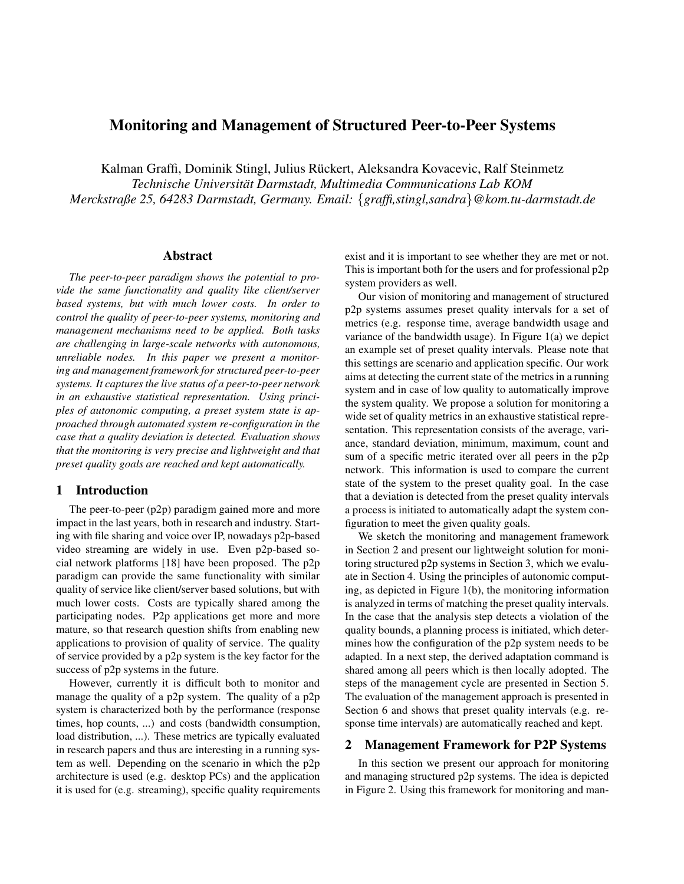# Monitoring and Management of Structured Peer-to-Peer Systems

Kalman Graffi, Dominik Stingl, Julius Rückert, Aleksandra Kovacevic, Ralf Steinmetz
*Technische Universität Darmstadt, Multimedia Communications Lab KOM*
*Merckstraße 25, 64283 Darmstadt, Germany. Email: {graffi,stingl,sandra}@kom.tu-darmstadt.de*

## Abstract

*The peer-to-peer paradigm shows the potential to provide the same functionality and quality like client/server based systems, but with much lower costs. In order to control the quality of peer-to-peer systems, monitoring and management mechanisms need to be applied. Both tasks are challenging in large-scale networks with autonomous, unreliable nodes. In this paper we present a monitoring and management framework for structured peer-to-peer systems. It captures the live status of a peer-to-peer network in an exhaustive statistical representation. Using principles of autonomic computing, a preset system state is approached through automated system re-configuration in the case that a quality deviation is detected. Evaluation shows that the monitoring is very precise and lightweight and that preset quality goals are reached and kept automatically.*

## 1 Introduction

The peer-to-peer (p2p) paradigm gained more and more impact in the last years, both in research and industry. Starting with file sharing and voice over IP, nowadays p2p-based video streaming are widely in use. Even p2p-based social network platforms [18] have been proposed. The p2p paradigm can provide the same functionality with similar quality of service like client/server based solutions, but with much lower costs. Costs are typically shared among the participating nodes. P2p applications get more and more mature, so that research question shifts from enabling new applications to provision of quality of service. The quality of service provided by a p2p system is the key factor for the success of p2p systems in the future.

However, currently it is difficult both to monitor and manage the quality of a p2p system. The quality of a p2p system is characterized both by the performance (response times, hop counts, ...) and costs (bandwidth consumption, load distribution, ...). These metrics are typically evaluated in research papers and thus are interesting in a running system as well. Depending on the scenario in which the p2p architecture is used (e.g. desktop PCs) and the application it is used for (e.g. streaming), specific quality requirements exist and it is important to see whether they are met or not. This is important both for the users and for professional p2p system providers as well.

Our vision of monitoring and management of structured p2p systems assumes preset quality intervals for a set of metrics (e.g. response time, average bandwidth usage and variance of the bandwidth usage). In Figure 1(a) we depict an example set of preset quality intervals. Please note that this settings are scenario and application specific. Our work aims at detecting the current state of the metrics in a running system and in case of low quality to automatically improve the system quality. We propose a solution for monitoring a wide set of quality metrics in an exhaustive statistical representation. This representation consists of the average, variance, standard deviation, minimum, maximum, count and sum of a specific metric iterated over all peers in the p2p network. This information is used to compare the current state of the system to the preset quality goal. In the case that a deviation is detected from the preset quality intervals a process is initiated to automatically adapt the system configuration to meet the given quality goals.

We sketch the monitoring and management framework in Section 2 and present our lightweight solution for monitoring structured p2p systems in Section 3, which we evaluate in Section 4. Using the principles of autonomic computing, as depicted in Figure 1(b), the monitoring information is analyzed in terms of matching the preset quality intervals. In the case that the analysis step detects a violation of the quality bounds, a planning process is initiated, which determines how the configuration of the p2p system needs to be adapted. In a next step, the derived adaptation command is shared among all peers which is then locally adopted. The steps of the management cycle are presented in Section 5. The evaluation of the management approach is presented in Section 6 and shows that preset quality intervals (e.g. response time intervals) are automatically reached and kept.

## 2 Management Framework for P2P Systems

In this section we present our approach for monitoring and managing structured p2p systems. The idea is depicted in Figure 2. Using this framework for monitoring and man-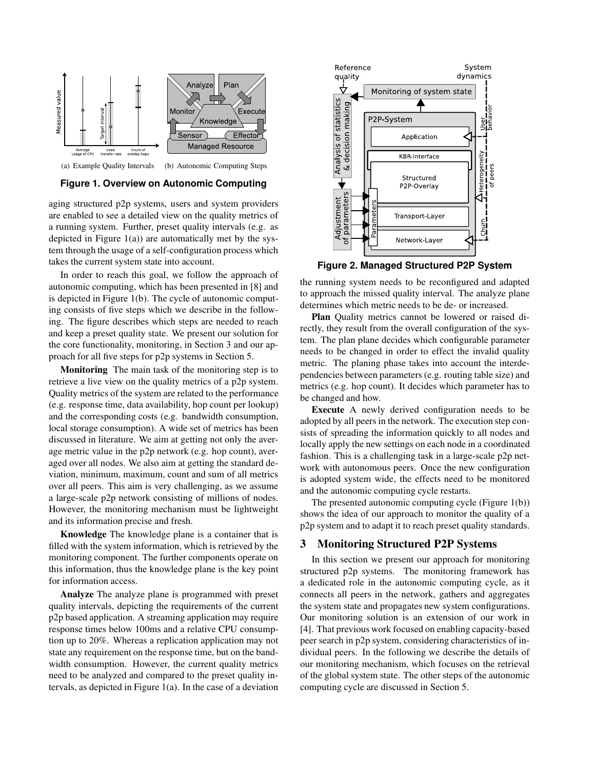(a) Example Quality Intervals (b) Autonomic Computing Steps

**Figure 1. Overview on Autonomic Computing**

aging structured p2p systems, users and system providers are enabled to see a detailed view on the quality metrics of a running system. Further, preset quality intervals (e.g. as depicted in Figure 1(a)) are automatically met by the system through the usage of a self-configuration process which takes the current system state into account.

In order to reach this goal, we follow the approach of autonomic computing, which has been presented in [8] and is depicted in Figure 1(b). The cycle of autonomic computing consists of five steps which we describe in the following. The figure describes which steps are needed to reach and keep a preset quality state. We present our solution for the core functionality, monitoring, in Section 3 and our approach for all five steps for p2p systems in Section 5.

**Monitoring** The main task of the monitoring step is to retrieve a live view on the quality metrics of a p2p system. Quality metrics of the system are related to the performance (e.g. response time, data availability, hop count per lookup) and the corresponding costs (e.g. bandwidth consumption, local storage consumption). A wide set of metrics has been discussed in literature. We aim at getting not only the average metric value in the p2p network (e.g. hop count), averaged over all nodes. We also aim at getting the standard deviation, minimum, maximum, count and sum of all metrics over all peers. This aim is very challenging, as we assume a large-scale p2p network consisting of millions of nodes. However, the monitoring mechanism must be lightweight and its information precise and fresh.

**Knowledge** The knowledge plane is a container that is filled with the system information, which is retrieved by the monitoring component. The further components operate on this information, thus the knowledge plane is the key point for information access.

**Analyze** The analyze plane is programmed with preset quality intervals, depicting the requirements of the current p2p based application. A streaming application may require response times below 100ms and a relative CPU consumption up to 20%. Whereas a replication application may not state any requirement on the response time, but on the bandwidth consumption. However, the current quality metrics need to be analyzed and compared to the preset quality intervals, as depicted in Figure 1(a). In the case of a deviation the running system needs to be reconfigured and adapted to approach the missed quality interval. The analyze plane determines which metric needs to be de- or increased.

**Figure 2. Managed Structured P2P System**

**Plan** Quality metrics cannot be lowered or raised directly, they result from the overall configuration of the system. The plan plane decides which configurable parameter needs to be changed in order to effect the invalid quality metric. The planing phase takes into account the interdependencies between parameters (e.g. routing table size) and metrics (e.g. hop count). It decides which parameter has to be changed and how.

**Execute** A newly derived configuration needs to be adopted by all peers in the network. The execution step consists of spreading the information quickly to all nodes and locally apply the new settings on each node in a coordinated fashion. This is a challenging task in a large-scale p2p network with autonomous peers. Once the new configuration is adopted system wide, the effects need to be monitored and the autonomic computing cycle restarts.

The presented autonomic computing cycle (Figure 1(b)) shows the idea of our approach to monitor the quality of a p2p system and to adapt it to reach preset quality standards.

## 3 Monitoring Structured P2P Systems

In this section we present our approach for monitoring structured p2p systems. The monitoring framework has a dedicated role in the autonomic computing cycle, as it connects all peers in the network, gathers and aggregates the system state and propagates new system configurations. Our monitoring solution is an extension of our work in [4]. That previous work focused on enabling capacity-based peer search in p2p system, considering characteristics of individual peers. In the following we describe the details of our monitoring mechanism, which focuses on the retrieval of the global system state. The other steps of the autonomic computing cycle are discussed in Section 5.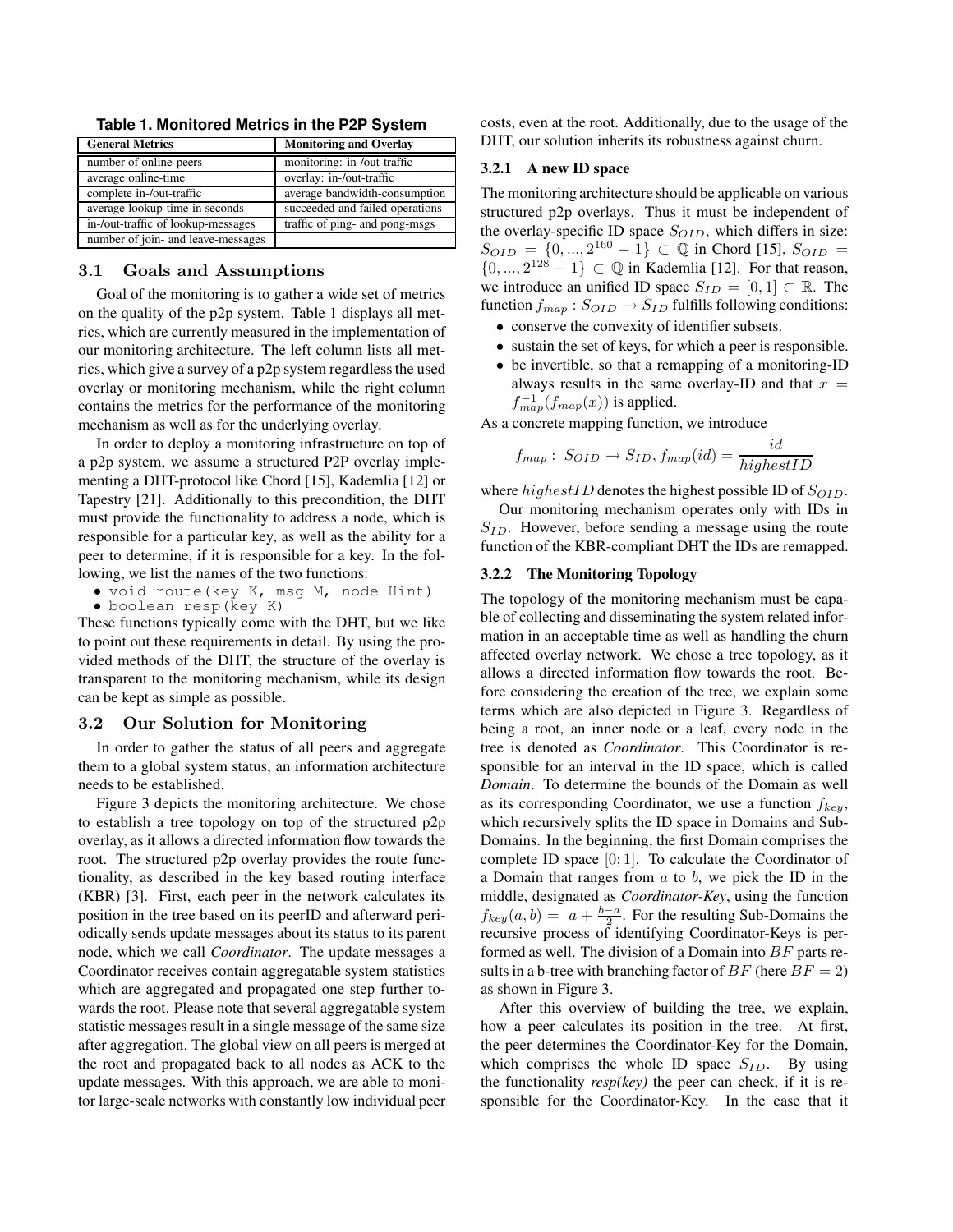**Table 1. Monitored Metrics in the P2P System**

| General Metrics | Monitoring and Overlay |
| --- | --- |
| number of online-peers | monitoring: in-/out-traffic |
| average online-time | overlay: in-/out-traffic |
| complete in-/out-traffic | average bandwidth-consumption |
| average lookup-time in seconds | succeeded and failed operations |
| in-/out-traffic of lookup-messages | traffic of ping- and pong-msgs |
| number of join- and leave-messages | |

## 3.1 Goals and Assumptions

Goal of the monitoring is to gather a wide set of metrics on the quality of the p2p system. Table 1 displays all metrics, which are currently measured in the implementation of our monitoring architecture. The left column lists all metrics, which give a survey of a p2p system regardless the used overlay or monitoring mechanism, while the right column contains the metrics for the performance of the monitoring mechanism as well as for the underlying overlay.

In order to deploy a monitoring infrastructure on top of a p2p system, we assume a structured P2P overlay implementing a DHT-protocol like Chord [15], Kademlia [12] or Tapestry [21]. Additionally to this precondition, the DHT must provide the functionality to address a node, which is responsible for a particular key, as well as the ability for a peer to determine, if it is responsible for a key. In the following, we list the names of the two functions:

- `void route(key K, msg M, node Hint)`
- `boolean resp(key K)`

These functions typically come with the DHT, but we like to point out these requirements in detail. By using the provided methods of the DHT, the structure of the overlay is transparent to the monitoring mechanism, while its design can be kept as simple as possible.

## 3.2 Our Solution for Monitoring

In order to gather the status of all peers and aggregate them to a global system status, an information architecture needs to be established.

Figure 3 depicts the monitoring architecture. We chose to establish a tree topology on top of the structured p2p overlay, as it allows a directed information flow towards the root. The structured p2p overlay provides the route functionality, as described in the key based routing interface (KBR) [3]. First, each peer in the network calculates its position in the tree based on its peerID and afterward periodically sends update messages about its status to its parent node, which we call *Coordinator*. The update messages a Coordinator receives contain aggregatable system statistics which are aggregated and propagated one step further towards the root. Please note that several aggregatable system statistic messages result in a single message of the same size after aggregation. The global view on all peers is merged at the root and propagated back to all nodes as ACK to the update messages. With this approach, we are able to monitor large-scale networks with constantly low individual peer costs, even at the root. Additionally, due to the usage of the DHT, our solution inherits its robustness against churn.

### 3.2.1 A new ID space

The monitoring architecture should be applicable on various structured p2p overlays. Thus it must be independent of the overlay-specific ID space $S_{OID}$, which differs in size: $S_{OID} = \{0, ..., 2^{160} - 1\} \subset \mathbb{Q}$ in Chord [15], $S_{OID} = \{0, ..., 2^{128} - 1\} \subset \mathbb{Q}$ in Kademlia [12]. For that reason, we introduce an unified ID space $S_{ID} = [0, 1] \subset \mathbb{R}$. The function $f_{map} : S_{OID} \rightarrow S_{ID}$ fulfills following conditions:

- conserve the convexity of identifier subsets.
- sustain the set of keys, for which a peer is responsible.
- be invertible, so that a remapping of a monitoring-ID always results in the same overlay-ID and that $x = f_{map}^{-1}(f_{map}(x))$ is applied.

As a concrete mapping function, we introduce

$$f_{map} : S_{OID} \rightarrow S_{ID}, f_{map}(id) = \frac{id}{highestID}$$

where $highestID$ denotes the highest possible ID of $S_{OID}$.

Our monitoring mechanism operates only with IDs in $S_{ID}$. However, before sending a message using the route function of the KBR-compliant DHT the IDs are remapped.

### 3.2.2 The Monitoring Topology

The topology of the monitoring mechanism must be capable of collecting and disseminating the system related information in an acceptable time as well as handling the churn affected overlay network. We chose a tree topology, as it allows a directed information flow towards the root. Before considering the creation of the tree, we explain some terms which are also depicted in Figure 3. Regardless of being a root, an inner node or a leaf, every node in the tree is denoted as *Coordinator*. This Coordinator is responsible for an interval in the ID space, which is called *Domain*. To determine the bounds of the Domain as well as its corresponding Coordinator, we use a function $f_{key}$, which recursively splits the ID space in Domains and Sub-Domains. In the beginning, the first Domain comprises the complete ID space $[0; 1]$. To calculate the Coordinator of a Domain that ranges from $a$ to $b$, we pick the ID in the middle, designated as *Coordinator-Key*, using the function $f_{key}(a, b) = a + \frac{b-a}{2}$. For the resulting Sub-Domains the recursive process of identifying Coordinator-Keys is performed as well. The division of a Domain into $BF$ parts results in a b-tree with branching factor of $BF$ (here $BF = 2$) as shown in Figure 3.

After this overview of building the tree, we explain, how a peer calculates its position in the tree. At first, the peer determines the Coordinator-Key for the Domain, which comprises the whole ID space $S_{ID}$. By using the functionality *resp(key)* the peer can check, if it is responsible for the Coordinator-Key. In the case that it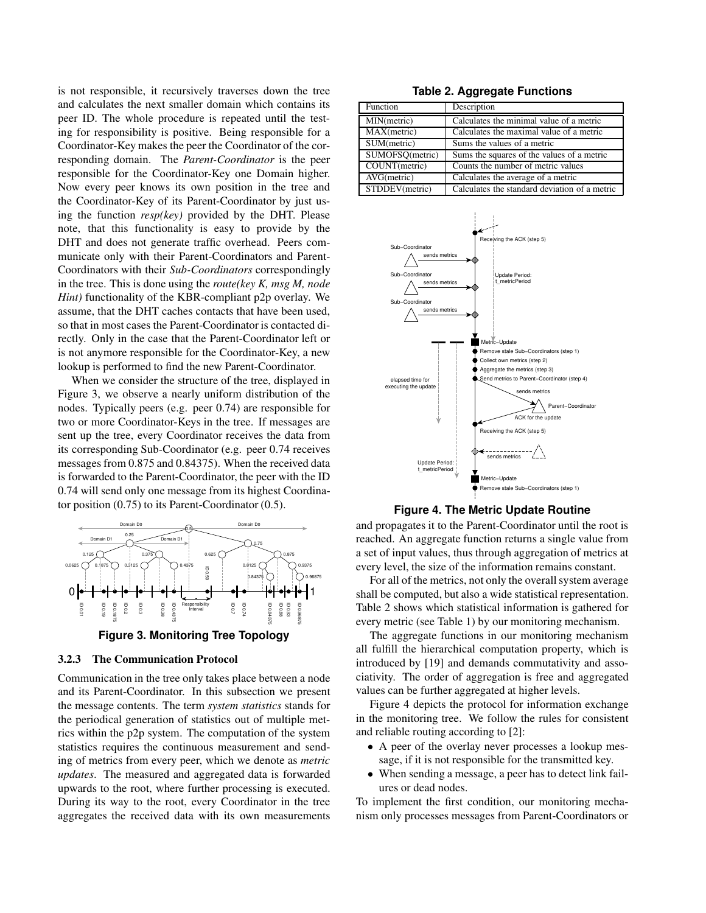is not responsible, it recursively traverses down the tree and calculates the next smaller domain which contains its peer ID. The whole procedure is repeated until the testing for responsibility is positive. Being responsible for a Coordinator-Key makes the peer the Coordinator of the corresponding domain. The *Parent-Coordinator* is the peer responsible for the Coordinator-Key one Domain higher. Now every peer knows its own position in the tree and the Coordinator-Key of its Parent-Coordinator by just using the function *resp(key)* provided by the DHT. Please note, that this functionality is easy to provide by the DHT and does not generate traffic overhead. Peers communicate only with their Parent-Coordinators and Parent-Coordinators with their *Sub-Coordinators* correspondingly in the tree. This is done using the *route(key K, msg M, node Hint)* functionality of the KBR-compliant p2p overlay. We assume, that the DHT caches contacts that have been used, so that in most cases the Parent-Coordinator is contacted directly. Only in the case that the Parent-Coordinator left or is not anymore responsible for the Coordinator-Key, a new lookup is performed to find the new Parent-Coordinator.

When we consider the structure of the tree, displayed in Figure 3, we observe a nearly uniform distribution of the nodes. Typically peers (e.g. peer 0.74) are responsible for two or more Coordinator-Keys in the tree. If messages are sent up the tree, every Coordinator receives the data from its corresponding Sub-Coordinator (e.g. peer 0.74 receives messages from 0.875 and 0.84375). When the received data is forwarded to the Parent-Coordinator, the peer with the ID 0.74 will send only one message from its highest Coordinator position (0.75) to its Parent-Coordinator (0.5).

**Figure 3. Monitoring Tree Topology**

### 3.2.3 The Communication Protocol

Communication in the tree only takes place between a node and its Parent-Coordinator. In this subsection we present the message contents. The term *system statistics* stands for the periodical generation of statistics out of multiple metrics within the p2p system. The computation of the system statistics requires the continuous measurement and sending of metrics from every peer, which we denote as *metric updates*. The measured and aggregated data is forwarded upwards to the root, where further processing is executed. During its way to the root, every Coordinator in the tree aggregates the received data with its own measurements and propagates it to the Parent-Coordinator until the root is reached. An aggregate function returns a single value from a set of input values, thus through aggregation of metrics at every level, the size of the information remains constant.

**Table 2. Aggregate Functions**

| Function | Description |
|---|---|
| MIN(metric) | Calculates the minimal value of a metric |
| MAX(metric) | Calculates the maximal value of a metric |
| SUM(metric) | Sums the values of a metric |
| SUMOFSQ(metric) | Sums the squares of the values of a metric |
| COUNT(metric) | Counts the number of metric values |
| AVG(metric) | Calculates the average of a metric |
| STDDEV(metric) | Calculates the standard deviation of a metric |

**Figure 4. The Metric Update Routine**

For all of the metrics, not only the overall system average shall be computed, but also a wide statistical representation. Table 2 shows which statistical information is gathered for every metric (see Table 1) by our monitoring mechanism.

The aggregate functions in our monitoring mechanism all fulfill the hierarchical computation property, which is introduced by [19] and demands commutativity and associativity. The order of aggregation is free and aggregated values can be further aggregated at higher levels.

Figure 4 depicts the protocol for information exchange in the monitoring tree. We follow the rules for consistent and reliable routing according to [2]:

- A peer of the overlay never processes a lookup message, if it is not responsible for the transmitted key.
- When sending a message, a peer has to detect link failures or dead nodes.

To implement the first condition, our monitoring mechanism only processes messages from Parent-Coordinators or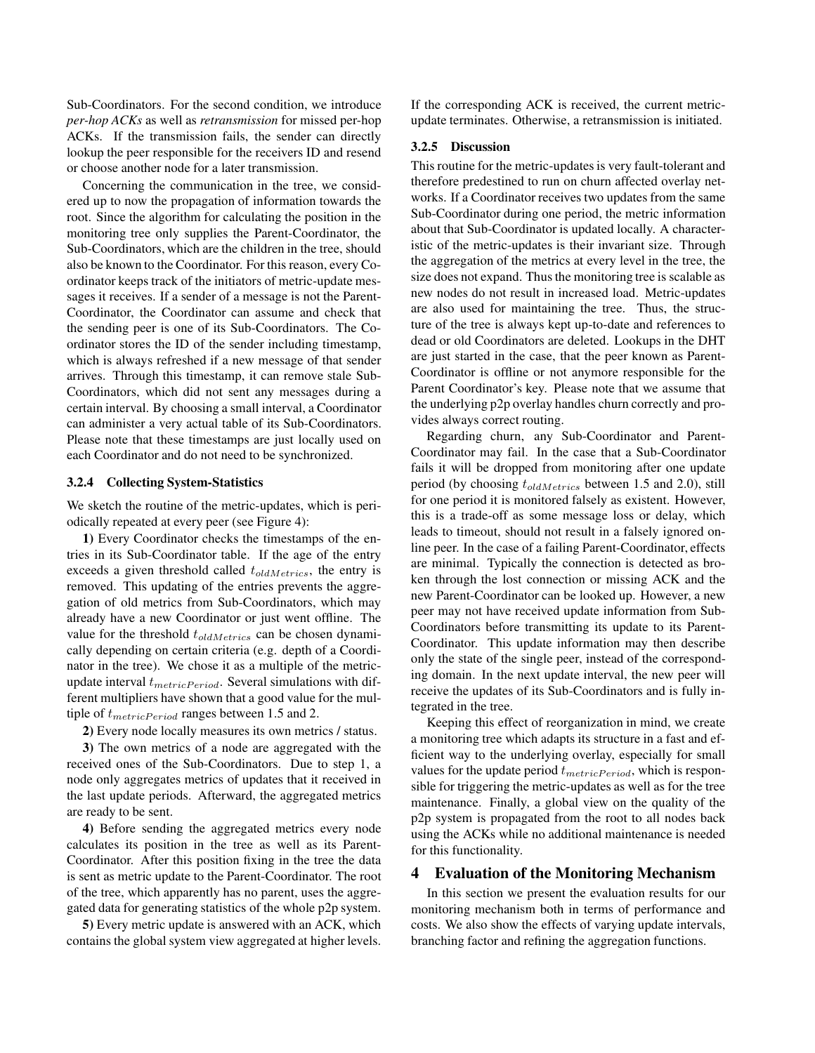Sub-Coordinators. For the second condition, we introduce *per-hop ACKs* as well as *retransmission* for missed per-hop ACKs. If the transmission fails, the sender can directly lookup the peer responsible for the receivers ID and resend or choose another node for a later transmission.

Concerning the communication in the tree, we considered up to now the propagation of information towards the root. Since the algorithm for calculating the position in the monitoring tree only supplies the Parent-Coordinator, the Sub-Coordinators, which are the children in the tree, should also be known to the Coordinator. For this reason, every Coordinator keeps track of the initiators of metric-update messages it receives. If a sender of a message is not the Parent-Coordinator, the Coordinator can assume and check that the sending peer is one of its Sub-Coordinators. The Coordinator stores the ID of the sender including timestamp, which is always refreshed if a new message of that sender arrives. Through this timestamp, it can remove stale Sub-Coordinators, which did not sent any messages during a certain interval. By choosing a small interval, a Coordinator can administer a very actual table of its Sub-Coordinators. Please note that these timestamps are just locally used on each Coordinator and do not need to be synchronized.

#### 3.2.4 Collecting System-Statistics

We sketch the routine of the metric-updates, which is periodically repeated at every peer (see Figure 4):

**1)** Every Coordinator checks the timestamps of the entries in its Sub-Coordinator table. If the age of the entry exceeds a given threshold called $t_{oldMetrics}$, the entry is removed. This updating of the entries prevents the aggregation of old metrics from Sub-Coordinators, which may already have a new Coordinator or just went offline. The value for the threshold $t_{oldMetrics}$ can be chosen dynamically depending on certain criteria (e.g. depth of a Coordinator in the tree). We chose it as a multiple of the metric-update interval $t_{metricPeriod}$. Several simulations with different multipliers have shown that a good value for the multiple of $t_{metricPeriod}$ ranges between 1.5 and 2.

**2)** Every node locally measures its own metrics / status.

**3)** The own metrics of a node are aggregated with the received ones of the Sub-Coordinators. Due to step 1, a node only aggregates metrics of updates that it received in the last update periods. Afterward, the aggregated metrics are ready to be sent.

**4)** Before sending the aggregated metrics every node calculates its position in the tree as well as its Parent-Coordinator. After this position fixing in the tree the data is sent as metric update to the Parent-Coordinator. The root of the tree, which apparently has no parent, uses the aggregated data for generating statistics of the whole p2p system.

**5)** Every metric update is answered with an ACK, which contains the global system view aggregated at higher levels. If the corresponding ACK is received, the current metric-update terminates. Otherwise, a retransmission is initiated.

#### 3.2.5 Discussion

This routine for the metric-updates is very fault-tolerant and therefore predestined to run on churn affected overlay networks. If a Coordinator receives two updates from the same Sub-Coordinator during one period, the metric information about that Sub-Coordinator is updated locally. A characteristic of the metric-updates is their invariant size. Through the aggregation of the metrics at every level in the tree, the size does not expand. Thus the monitoring tree is scalable as new nodes do not result in increased load. Metric-updates are also used for maintaining the tree. Thus, the structure of the tree is always kept up-to-date and references to dead or old Coordinators are deleted. Lookups in the DHT are just started in the case, that the peer known as Parent-Coordinator is offline or not anymore responsible for the Parent Coordinator's key. Please note that we assume that the underlying p2p overlay handles churn correctly and provides always correct routing.

Regarding churn, any Sub-Coordinator and Parent-Coordinator may fail. In the case that a Sub-Coordinator fails it will be dropped from monitoring after one update period (by choosing $t_{oldMetrics}$ between 1.5 and 2.0), still for one period it is monitored falsely as existent. However, this is a trade-off as some message loss or delay, which leads to timeout, should not result in a falsely ignored online peer. In the case of a failing Parent-Coordinator, effects are minimal. Typically the connection is detected as broken through the lost connection or missing ACK and the new Parent-Coordinator can be looked up. However, a new peer may not have received update information from Sub-Coordinators before transmitting its update to its Parent-Coordinator. This update information may then describe only the state of the single peer, instead of the corresponding domain. In the next update interval, the new peer will receive the updates of its Sub-Coordinators and is fully integrated in the tree.

Keeping this effect of reorganization in mind, we create a monitoring tree which adapts its structure in a fast and efficient way to the underlying overlay, especially for small values for the update period $t_{metricPeriod}$, which is responsible for triggering the metric-updates as well as for the tree maintenance. Finally, a global view on the quality of the p2p system is propagated from the root to all nodes back using the ACKs while no additional maintenance is needed for this functionality.

## 4 Evaluation of the Monitoring Mechanism

In this section we present the evaluation results for our monitoring mechanism both in terms of performance and costs. We also show the effects of varying update intervals, branching factor and refining the aggregation functions.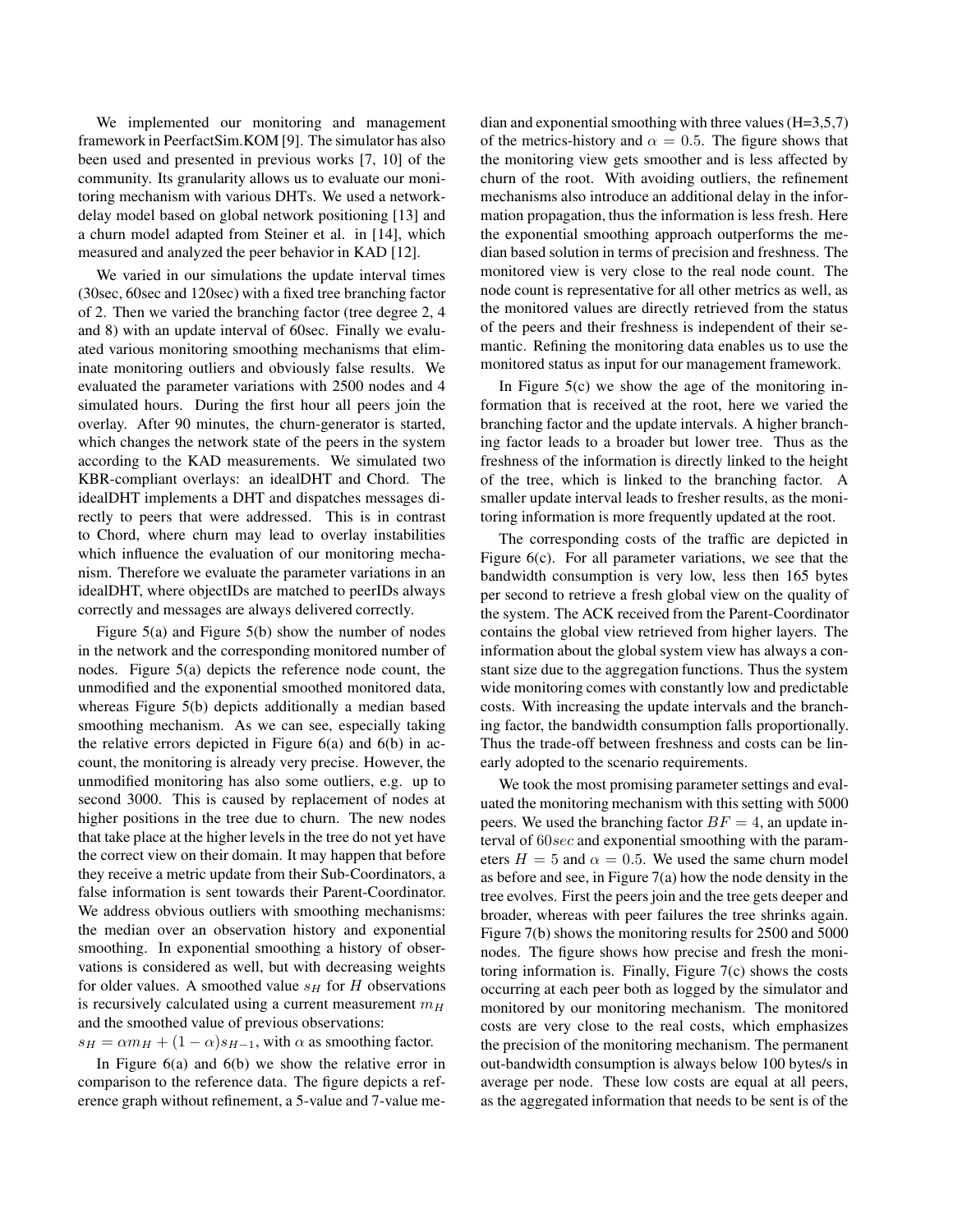We implemented our monitoring and management framework in PeerfactSim.KOM [9]. The simulator has also been used and presented in previous works [7, 10] of the community. Its granularity allows us to evaluate our monitoring mechanism with various DHTs. We used a network-delay model based on global network positioning [13] and a churn model adapted from Steiner et al. in [14], which measured and analyzed the peer behavior in KAD [12].

We varied in our simulations the update interval times (30sec, 60sec and 120sec) with a fixed tree branching factor of 2. Then we varied the branching factor (tree degree 2, 4 and 8) with an update interval of 60sec. Finally we evaluated various monitoring smoothing mechanisms that eliminate monitoring outliers and obviously false results. We evaluated the parameter variations with 2500 nodes and 4 simulated hours. During the first hour all peers join the overlay. After 90 minutes, the churn-generator is started, which changes the network state of the peers in the system according to the KAD measurements. We simulated two KBR-compliant overlays: an idealDHT and Chord. The idealDHT implements a DHT and dispatches messages directly to peers that were addressed. This is in contrast to Chord, where churn may lead to overlay instabilities which influence the evaluation of our monitoring mechanism. Therefore we evaluate the parameter variations in an idealDHT, where objectIDs are matched to peerIDs always correctly and messages are always delivered correctly.

Figure 5(a) and Figure 5(b) show the number of nodes in the network and the corresponding monitored number of nodes. Figure 5(a) depicts the reference node count, the unmodified and the exponential smoothed monitored data, whereas Figure 5(b) depicts additionally a median based smoothing mechanism. As we can see, especially taking the relative errors depicted in Figure 6(a) and 6(b) in account, the monitoring is already very precise. However, the unmodified monitoring has also some outliers, e.g. up to second 3000. This is caused by replacement of nodes at higher positions in the tree due to churn. The new nodes that take place at the higher levels in the tree do not yet have the correct view on their domain. It may happen that before they receive a metric update from their Sub-Coordinators, a false information is sent towards their Parent-Coordinator. We address obvious outliers with smoothing mechanisms: the median over an observation history and exponential smoothing. In exponential smoothing a history of observations is considered as well, but with decreasing weights for older values. A smoothed value $s_H$ for $H$ observations is recursively calculated using a current measurement $m_H$ and the smoothed value of previous observations:
$s_H = \alpha m_H + (1 - \alpha)s_{H-1}$, with $\alpha$ as smoothing factor.

In Figure 6(a) and 6(b) we show the relative error in comparison to the reference data. The figure depicts a reference graph without refinement, a 5-value and 7-value median and exponential smoothing with three values (H=3,5,7) of the metrics-history and $\alpha = 0.5$. The figure shows that the monitoring view gets smoother and is less affected by churn of the root. With avoiding outliers, the refinement mechanisms also introduce an additional delay in the information propagation, thus the information is less fresh. Here the exponential smoothing approach outperforms the median based solution in terms of precision and freshness. The monitored view is very close to the real node count. The node count is representative for all other metrics as well, as the monitored values are directly retrieved from the status of the peers and their freshness is independent of their semantic. Refining the monitoring data enables us to use the monitored status as input for our management framework.

In Figure 5(c) we show the age of the monitoring information that is received at the root, here we varied the branching factor and the update intervals. A higher branching factor leads to a broader but lower tree. Thus as the freshness of the information is directly linked to the height of the tree, which is linked to the branching factor. A smaller update interval leads to fresher results, as the monitoring information is more frequently updated at the root.

The corresponding costs of the traffic are depicted in Figure 6(c). For all parameter variations, we see that the bandwidth consumption is very low, less then 165 bytes per second to retrieve a fresh global view on the quality of the system. The ACK received from the Parent-Coordinator contains the global view retrieved from higher layers. The information about the global system view has always a constant size due to the aggregation functions. Thus the system wide monitoring comes with constantly low and predictable costs. With increasing the update intervals and the branching factor, the bandwidth consumption falls proportionally. Thus the trade-off between freshness and costs can be linearly adopted to the scenario requirements.

We took the most promising parameter settings and evaluated the monitoring mechanism with this setting with 5000 peers. We used the branching factor $BF = 4$, an update interval of $60sec$ and exponential smoothing with the parameters $H = 5$ and $\alpha = 0.5$. We used the same churn model as before and see, in Figure 7(a) how the node density in the tree evolves. First the peers join and the tree gets deeper and broader, whereas with peer failures the tree shrinks again. Figure 7(b) shows the monitoring results for 2500 and 5000 nodes. The figure shows how precise and fresh the monitoring information is. Finally, Figure 7(c) shows the costs occurring at each peer both as logged by the simulator and monitored by our monitoring mechanism. The monitored costs are very close to the real costs, which emphasizes the precision of the monitoring mechanism. The permanent out-bandwidth consumption is always below 100 bytes/s in average per node. These low costs are equal at all peers, as the aggregated information that needs to be sent is of the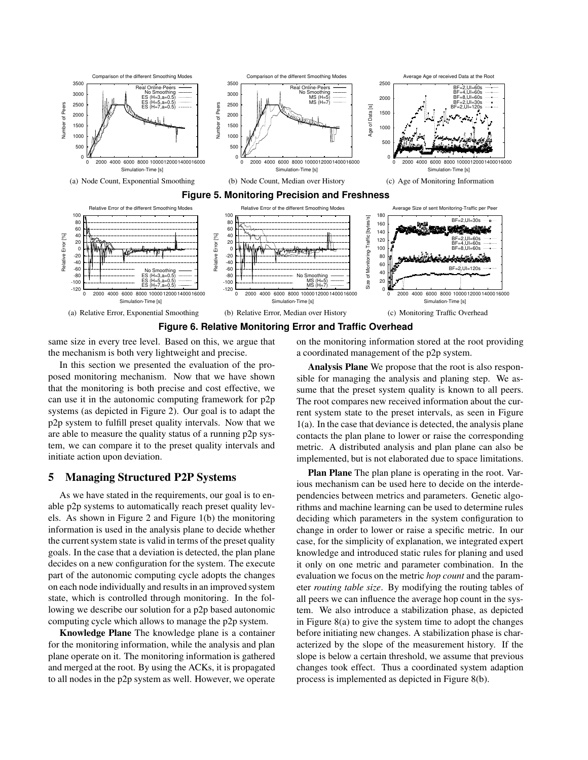Comparison of the different Smoothing Modes

Number of Peers

Simulation-Time [s]

Real Online-Peers
No Smoothing
ES (H=3,a=0.5)
ES (H=5,a=0.5)
ES (H=7,a=0.5)

(a) Node Count, Exponential Smoothing

Comparison of the different Smoothing Modes

Number of Peers

Simulation-Time [s]

Real Online-Peers
No Smoothing
MS (H=5)
MS (H=7)

(b) Node Count, Median over History

Average Age of received Data at the Root

Age of Data [s]

Simulation-Time [s]

BF=2,UI=60s
BF=4,UI=60s
BF=8,UI=60s
BF=2,UI=30s
BF=2,UI=120s

(c) Age of Monitoring Information

**Figure 5. Monitoring Precision and Freshness**

Relative Error of the different Smoothing Modes

Relative Error [%]

Simulation-Time [s]

No Smoothing
ES (H=3,a=0.5)
ES (H=5,a=0.5)
ES (H=7,a=0.5)

(a) Relative Error, Exponential Smoothing

Relative Error of the different Smoothing Modes

Relative Error [%]

Simulation-Time [s]

No Smoothing
MS (H=5)
MS (H=7)

(b) Relative Error, Median over History

Average Size of sent Monitoring-Traffic per Peer

Size of Monitoring-Traffic [bytes/s]

Simulation-Time [s]

BF=2,UI=30s
BF=2,UI=60s
BF=4,UI=60s
BF=8,UI=60s
BF=2,UI=120s

(c) Monitoring Traffic Overhead

**Figure 6. Relative Monitoring Error and Traffic Overhead**

same size in every tree level. Based on this, we argue that the mechanism is both very lightweight and precise.

In this section we presented the evaluation of the proposed monitoring mechanism. Now that we have shown that the monitoring is both precise and cost effective, we can use it in the autonomic computing framework for p2p systems (as depicted in Figure 2). Our goal is to adapt the p2p system to fulfill preset quality intervals. Now that we are able to measure the quality status of a running p2p system, we can compare it to the preset quality intervals and initiate action upon deviation.

## 5 Managing Structured P2P Systems

As we have stated in the requirements, our goal is to enable p2p systems to automatically reach preset quality levels. As shown in Figure 2 and Figure 1(b) the monitoring information is used in the analysis plane to decide whether the current system state is valid in terms of the preset quality goals. In the case that a deviation is detected, the plan plane decides on a new configuration for the system. The execute part of the autonomic computing cycle adopts the changes on each node individually and results in an improved system state, which is controlled through monitoring. In the following we describe our solution for a p2p based autonomic computing cycle which allows to manage the p2p system.

**Knowledge Plane** The knowledge plane is a container for the monitoring information, while the analysis and plan plane operate on it. The monitoring information is gathered and merged at the root. By using the ACKs, it is propagated to all nodes in the p2p system as well. However, we operate on the monitoring information stored at the root providing a coordinated management of the p2p system.

**Analysis Plane** We propose that the root is also responsible for managing the analysis and planing step. We assume that the preset system quality is known to all peers. The root compares new received information about the current system state to the preset intervals, as seen in Figure 1(a). In the case that deviance is detected, the analysis plane contacts the plan plane to lower or raise the corresponding metric. A distributed analysis and plan plane can also be implemented, but is not elaborated due to space limitations.

**Plan Plane** The plan plane is operating in the root. Various mechanism can be used here to decide on the interdependencies between metrics and parameters. Genetic algorithms and machine learning can be used to determine rules deciding which parameters in the system configuration to change in order to lower or raise a specific metric. In our case, for the simplicity of explanation, we integrated expert knowledge and introduced static rules for planing and used it only on one metric and parameter combination. In the evaluation we focus on the metric *hop count* and the parameter *routing table size*. By modifying the routing tables of all peers we can influence the average hop count in the system. We also introduce a stabilization phase, as depicted in Figure 8(a) to give the system time to adopt the changes before initiating new changes. A stabilization phase is characterized by the slope of the measurement history. If the slope is below a certain threshold, we assume that previous changes took effect. Thus a coordinated system adaption process is implemented as depicted in Figure 8(b).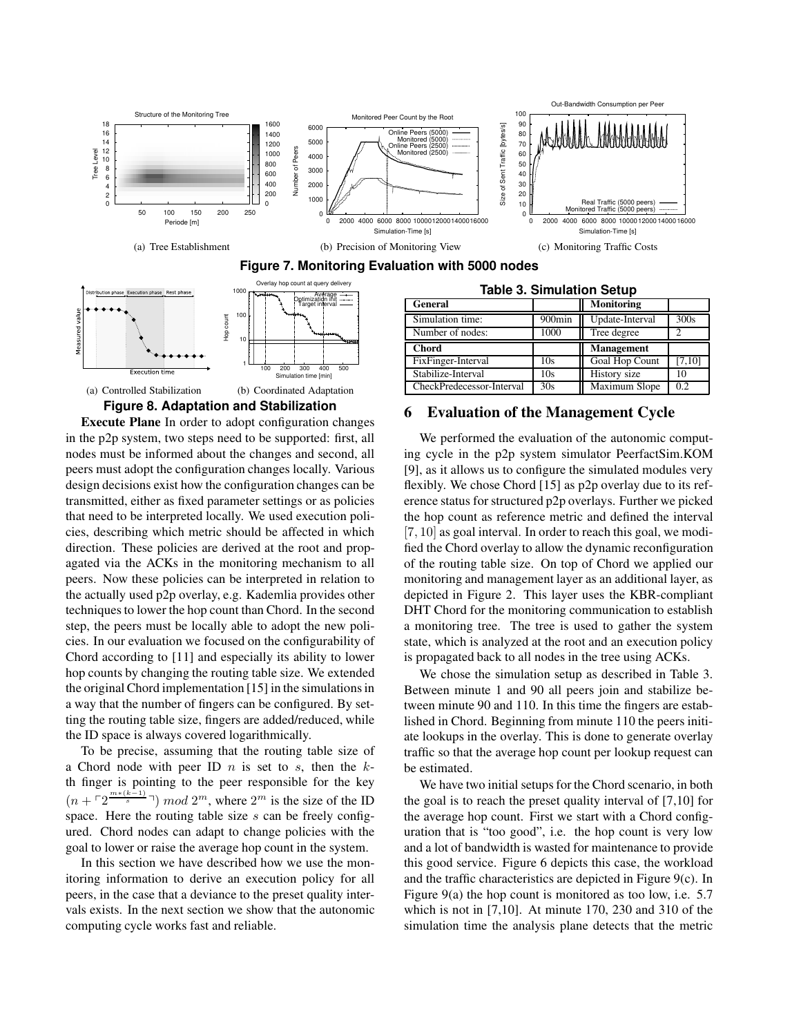(a) Tree Establishment

(b) Precision of Monitoring View

(c) Monitoring Traffic Costs

**Figure 7. Monitoring Evaluation with 5000 nodes**

(a) Controlled Stabilization

(b) Coordinated Adaptation

**Figure 8. Adaptation and Stabilization**

**Execute Plane** In order to adopt configuration changes in the p2p system, two steps need to be supported: first, all nodes must be informed about the changes and second, all peers must adopt the configuration changes locally. Various design decisions exist how the configuration changes can be transmitted, either as fixed parameter settings or as policies that need to be interpreted locally. We used execution policies, describing which metric should be affected in which direction. These policies are derived at the root and propagated via the ACKs in the monitoring mechanism to all peers. Now these policies can be interpreted in relation to the actually used p2p overlay, e.g. Kademlia provides other techniques to lower the hop count than Chord. In the second step, the peers must be locally able to adopt the new policies. In our evaluation we focused on the configurability of Chord according to [11] and especially its ability to lower hop counts by changing the routing table size. We extended the original Chord implementation [15] in the simulations in a way that the number of fingers can be configured. By setting the routing table size, fingers are added/reduced, while the ID space is always covered logarithmically.

To be precise, assuming that the routing table size of a Chord node with peer ID $n$ is set to $s$, then the $k$-th finger is pointing to the peer responsible for the key $(n + \ulcorner 2^{\frac{m*(k-1)}{s}} \urcorner) \ mod \ 2^m$, where $2^m$ is the size of the ID space. Here the routing table size $s$ can be freely configured. Chord nodes can adapt to change policies with the goal to lower or raise the average hop count in the system.

In this section we have described how we use the monitoring information to derive an execution policy for all peers, in the case that a deviance to the preset quality intervals exists. In the next section we show that the autonomic computing cycle works fast and reliable.

**Table 3. Simulation Setup**

| General | | Monitoring | |
|---|---|---|---|
| Simulation time: | 900min | Update-Interval | 300s |
| Number of nodes: | 1000 | Tree degree | 2 |
| **Chord** | | **Management** | |
| FixFinger-Interval | 10s | Goal Hop Count | [7,10] |
| Stabilize-Interval | 10s | History size | 10 |
| CheckPredecessor-Interval | 30s | Maximum Slope | 0.2 |

## 6 Evaluation of the Management Cycle

We performed the evaluation of the autonomic computing cycle in the p2p system simulator PeerfactSim.KOM [9], as it allows us to configure the simulated modules very flexibly. We chose Chord [15] as p2p overlay due to its reference status for structured p2p overlays. Further we picked the hop count as reference metric and defined the interval $[7, 10]$ as goal interval. In order to reach this goal, we modified the Chord overlay to allow the dynamic reconfiguration of the routing table size. On top of Chord we applied our monitoring and management layer as an additional layer, as depicted in Figure 2. This layer uses the KBR-compliant DHT Chord for the monitoring communication to establish a monitoring tree. The tree is used to gather the system state, which is analyzed at the root and an execution policy is propagated back to all nodes in the tree using ACKs.

We chose the simulation setup as described in Table 3. Between minute 1 and 90 all peers join and stabilize between minute 90 and 110. In this time the fingers are established in Chord. Beginning from minute 110 the peers initiate lookups in the overlay. This is done to generate overlay traffic so that the average hop count per lookup request can be estimated.

We have two initial setups for the Chord scenario, in both the goal is to reach the preset quality interval of [7,10] for the average hop count. First we start with a Chord configuration that is "too good", i.e. the hop count is very low and a lot of bandwidth is wasted for maintenance to provide this good service. Figure 6 depicts this case, the workload and the traffic characteristics are depicted in Figure 9(c). In Figure 9(a) the hop count is monitored as too low, i.e. 5.7 which is not in [7,10]. At minute 170, 230 and 310 of the simulation time the analysis plane detects that the metric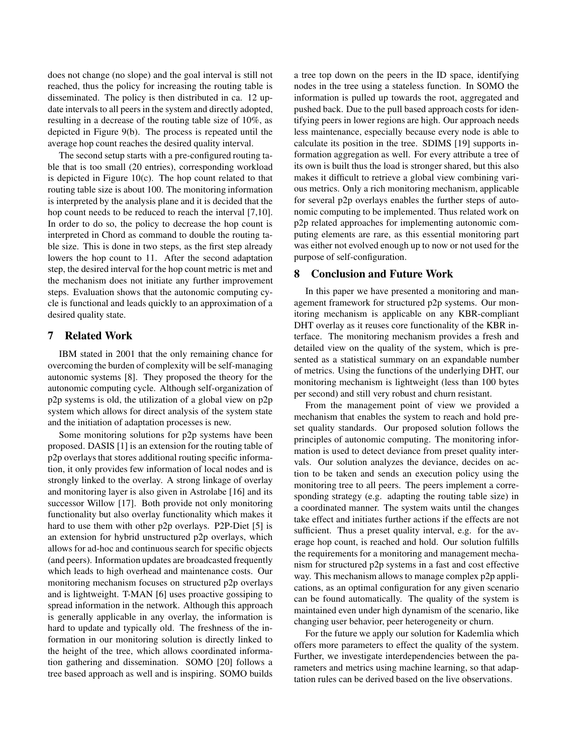does not change (no slope) and the goal interval is still not reached, thus the policy for increasing the routing table is disseminated. The policy is then distributed in ca. 12 update intervals to all peers in the system and directly adopted, resulting in a decrease of the routing table size of 10%, as depicted in Figure 9(b). The process is repeated until the average hop count reaches the desired quality interval.

The second setup starts with a pre-configured routing table that is too small (20 entries), corresponding workload is depicted in Figure 10(c). The hop count related to that routing table size is about 100. The monitoring information is interpreted by the analysis plane and it is decided that the hop count needs to be reduced to reach the interval [7,10]. In order to do so, the policy to decrease the hop count is interpreted in Chord as command to double the routing table size. This is done in two steps, as the first step already lowers the hop count to 11. After the second adaptation step, the desired interval for the hop count metric is met and the mechanism does not initiate any further improvement steps. Evaluation shows that the autonomic computing cycle is functional and leads quickly to an approximation of a desired quality state.

## 7 Related Work

IBM stated in 2001 that the only remaining chance for overcoming the burden of complexity will be self-managing autonomic systems [8]. They proposed the theory for the autonomic computing cycle. Although self-organization of p2p systems is old, the utilization of a global view on p2p system which allows for direct analysis of the system state and the initiation of adaptation processes is new.

Some monitoring solutions for p2p systems have been proposed. DASIS [1] is an extension for the routing table of p2p overlays that stores additional routing specific information, it only provides few information of local nodes and is strongly linked to the overlay. A strong linkage of overlay and monitoring layer is also given in Astrolabe [16] and its successor Willow [17]. Both provide not only monitoring functionality but also overlay functionality which makes it hard to use them with other p2p overlays. P2P-Diet [5] is an extension for hybrid unstructured p2p overlays, which allows for ad-hoc and continuous search for specific objects (and peers). Information updates are broadcasted frequently which leads to high overhead and maintenance costs. Our monitoring mechanism focuses on structured p2p overlays and is lightweight. T-MAN [6] uses proactive gossiping to spread information in the network. Although this approach is generally applicable in any overlay, the information is hard to update and typically old. The freshness of the information in our monitoring solution is directly linked to the height of the tree, which allows coordinated information gathering and dissemination. SOMO [20] follows a tree based approach as well and is inspiring. SOMO builds a tree top down on the peers in the ID space, identifying nodes in the tree using a stateless function. In SOMO the information is pulled up towards the root, aggregated and pushed back. Due to the pull based approach costs for identifying peers in lower regions are high. Our approach needs less maintenance, especially because every node is able to calculate its position in the tree. SDIMS [19] supports information aggregation as well. For every attribute a tree of its own is built thus the load is stronger shared, but this also makes it difficult to retrieve a global view combining various metrics. Only a rich monitoring mechanism, applicable for several p2p overlays enables the further steps of autonomic computing to be implemented. Thus related work on p2p related approaches for implementing autonomic computing elements are rare, as this essential monitoring part was either not evolved enough up to now or not used for the purpose of self-configuration.

## 8 Conclusion and Future Work

In this paper we have presented a monitoring and management framework for structured p2p systems. Our monitoring mechanism is applicable on any KBR-compliant DHT overlay as it reuses core functionality of the KBR interface. The monitoring mechanism provides a fresh and detailed view on the quality of the system, which is presented as a statistical summary on an expandable number of metrics. Using the functions of the underlying DHT, our monitoring mechanism is lightweight (less than 100 bytes per second) and still very robust and churn resistant.

From the management point of view we provided a mechanism that enables the system to reach and hold preset quality standards. Our proposed solution follows the principles of autonomic computing. The monitoring information is used to detect deviance from preset quality intervals. Our solution analyzes the deviance, decides on action to be taken and sends an execution policy using the monitoring tree to all peers. The peers implement a corresponding strategy (e.g. adapting the routing table size) in a coordinated manner. The system waits until the changes take effect and initiates further actions if the effects are not sufficient. Thus a preset quality interval, e.g. for the average hop count, is reached and hold. Our solution fulfills the requirements for a monitoring and management mechanism for structured p2p systems in a fast and cost effective way. This mechanism allows to manage complex p2p applications, as an optimal configuration for any given scenario can be found automatically. The quality of the system is maintained even under high dynamism of the scenario, like changing user behavior, peer heterogeneity or churn.

For the future we apply our solution for Kademlia which offers more parameters to effect the quality of the system. Further, we investigate interdependencies between the parameters and metrics using machine learning, so that adaptation rules can be derived based on the live observations.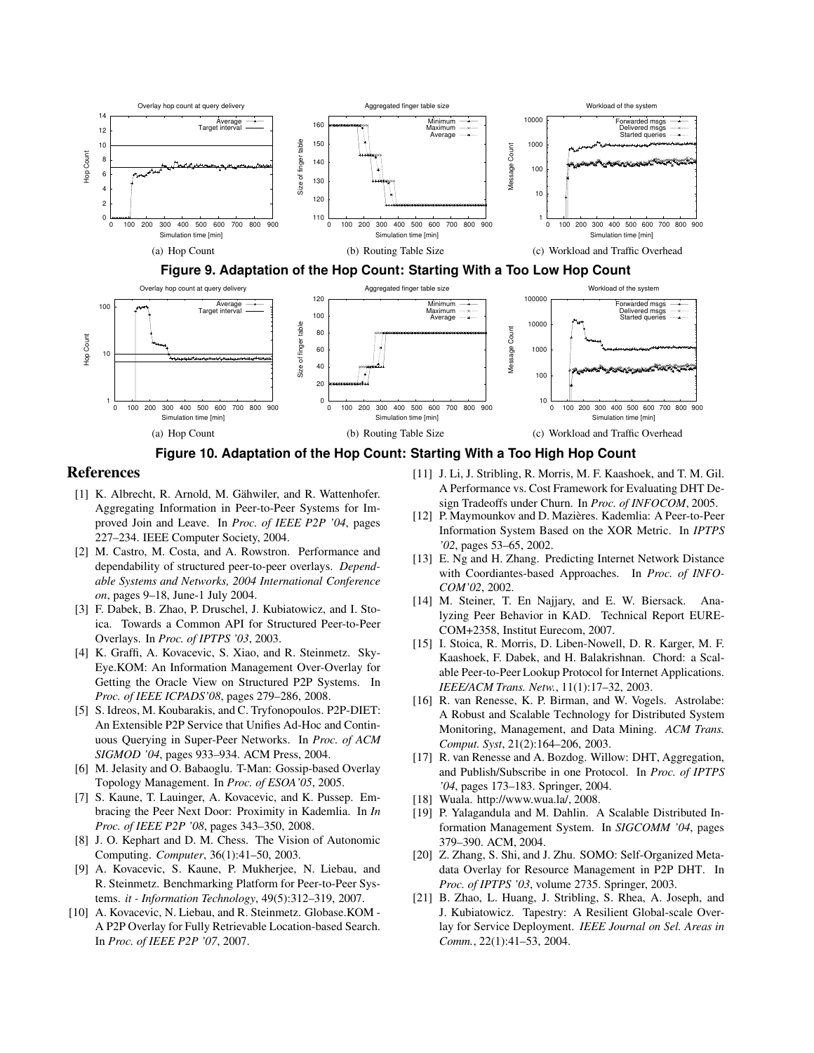Overlay hop count at query delivery

Hop Count

Simulation time [min]

Average
Target interval

(a) Hop Count

Aggregated finger table size

Size of finger table

Simulation time [min]

Minimum
Maximum
Average

(b) Routing Table Size

Workload of the system

Message Count

Simulation time [min]

Forwarded msgs
Delivered msgs
Started queries

(c) Workload and Traffic Overhead

**Figure 9. Adaptation of the Hop Count: Starting With a Too Low Hop Count**

Overlay hop count at query delivery

Hop Count

Simulation time [min]

Average
Target interval

(a) Hop Count

Aggregated finger table size

Size of finger table

Simulation time [min]

Minimum
Maximum
Average

(b) Routing Table Size

Workload of the system

Message Count

Simulation time [min]

Forwarded msgs
Delivered msgs
Started queries

(c) Workload and Traffic Overhead

**Figure 10. Adaptation of the Hop Count: Starting With a Too High Hop Count**

## References

[1] K. Albrecht, R. Arnold, M. Gähwiler, and R. Wattenhofer. Aggregating Information in Peer-to-Peer Systems for Improved Join and Leave. In *Proc. of IEEE P2P '04*, pages 227–234. IEEE Computer Society, 2004.

[2] M. Castro, M. Costa, and A. Rowstron. Performance and dependability of structured peer-to-peer overlays. *Dependable Systems and Networks, 2004 International Conference on*, pages 9–18, June-1 July 2004.

[3] F. Dabek, B. Zhao, P. Druschel, J. Kubiatowicz, and I. Stoica. Towards a Common API for Structured Peer-to-Peer Overlays. In *Proc. of IPTPS '03*, 2003.

[4] K. Graffi, A. Kovacevic, S. Xiao, and R. Steinmetz. SkyEye.KOM: An Information Management Over-Overlay for Getting the Oracle View on Structured P2P Systems. In *Proc. of IEEE ICPADS'08*, pages 279–286, 2008.

[5] S. Idreos, M. Koubarakis, and C. Tryfonopoulos. P2P-DIET: An Extensible P2P Service that Unifies Ad-Hoc and Continuous Querying in Super-Peer Networks. In *Proc. of ACM SIGMOD '04*, pages 933–934. ACM Press, 2004.

[6] M. Jelasity and O. Babaoglu. T-Man: Gossip-based Overlay Topology Management. In *Proc. of ESOA'05*, 2005.

[7] S. Kaune, T. Lauinger, A. Kovacevic, and K. Pussep. Embracing the Peer Next Door: Proximity in Kademlia. In *In Proc. of IEEE P2P '08*, pages 343–350, 2008.

[8] J. O. Kephart and D. M. Chess. The Vision of Autonomic Computing. *Computer*, 36(1):41–50, 2003.

[9] A. Kovacevic, S. Kaune, P. Mukherjee, N. Liebau, and R. Steinmetz. Benchmarking Platform for Peer-to-Peer Systems. *it - Information Technology*, 49(5):312–319, 2007.

[10] A. Kovacevic, N. Liebau, and R. Steinmetz. Globase.KOM - A P2P Overlay for Fully Retrievable Location-based Search. In *Proc. of IEEE P2P '07*, 2007.

[11] J. Li, J. Stribling, R. Morris, M. F. Kaashoek, and T. M. Gil. A Performance vs. Cost Framework for Evaluating DHT Design Tradeoffs under Churn. In *Proc. of INFOCOM*, 2005.

[12] P. Maymounkov and D. Mazières. Kademlia: A Peer-to-Peer Information System Based on the XOR Metric. In *IPTPS '02*, pages 53–65, 2002.

[13] E. Ng and H. Zhang. Predicting Internet Network Distance with Coordiantes-based Approaches. In *Proc. of INFOCOM'02*, 2002.

[14] M. Steiner, T. En Najjary, and E. W. Biersack. Analyzing Peer Behavior in KAD. Technical Report EURECOM+2358, Institut Eurecom, 2007.

[15] I. Stoica, R. Morris, D. Liben-Nowell, D. R. Karger, M. F. Kaashoek, F. Dabek, and H. Balakrishnan. Chord: a Scalable Peer-to-Peer Lookup Protocol for Internet Applications. *IEEE/ACM Trans. Netw.*, 11(1):17–32, 2003.

[16] R. van Renesse, K. P. Birman, and W. Vogels. Astrolabe: A Robust and Scalable Technology for Distributed System Monitoring, Management, and Data Mining. *ACM Trans. Comput. Syst*, 21(2):164–206, 2003.

[17] R. van Renesse and A. Bozdog. Willow: DHT, Aggregation, and Publish/Subscribe in one Protocol. In *Proc. of IPTPS '04*, pages 173–183. Springer, 2004.

[18] Wuala. http://www.wua.la/, 2008.

[19] P. Yalagandula and M. Dahlin. A Scalable Distributed Information Management System. In *SIGCOMM '04*, pages 379–390. ACM, 2004.

[20] Z. Zhang, S. Shi, and J. Zhu. SOMO: Self-Organized Metadata Overlay for Resource Management in P2P DHT. In *Proc. of IPTPS '03*, volume 2735. Springer, 2003.

[21] B. Zhao, L. Huang, J. Stribling, S. Rhea, A. Joseph, and J. Kubiatowicz. Tapestry: A Resilient Global-scale Overlay for Service Deployment. *IEEE Journal on Sel. Areas in Comm.*, 22(1):41–53, 2004.